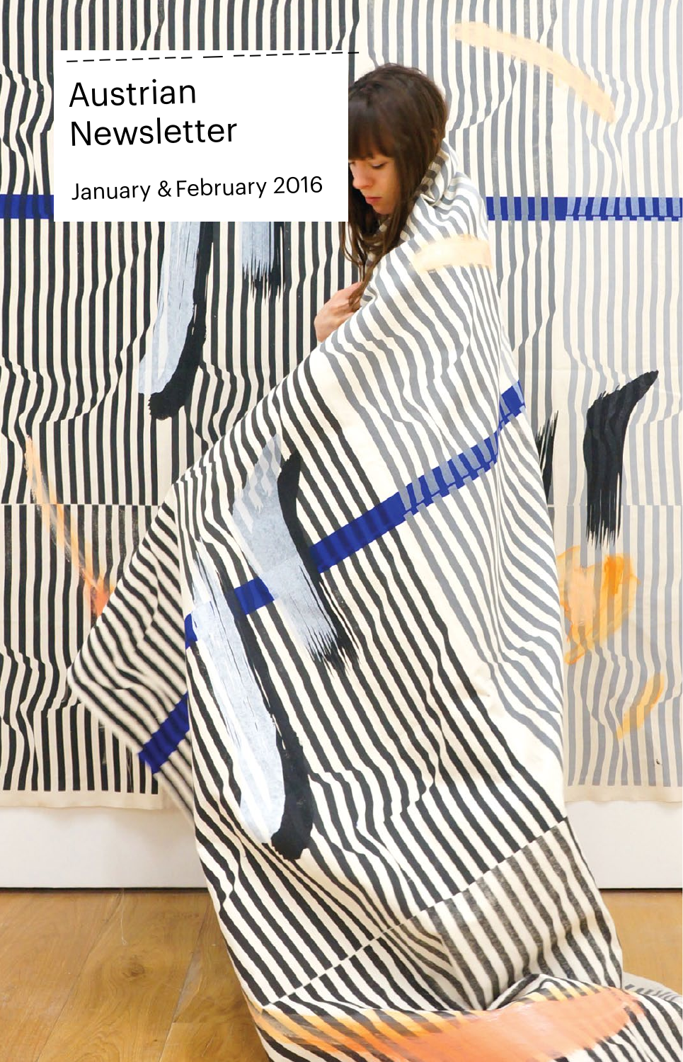# Austrian Newsletter

January & February 2016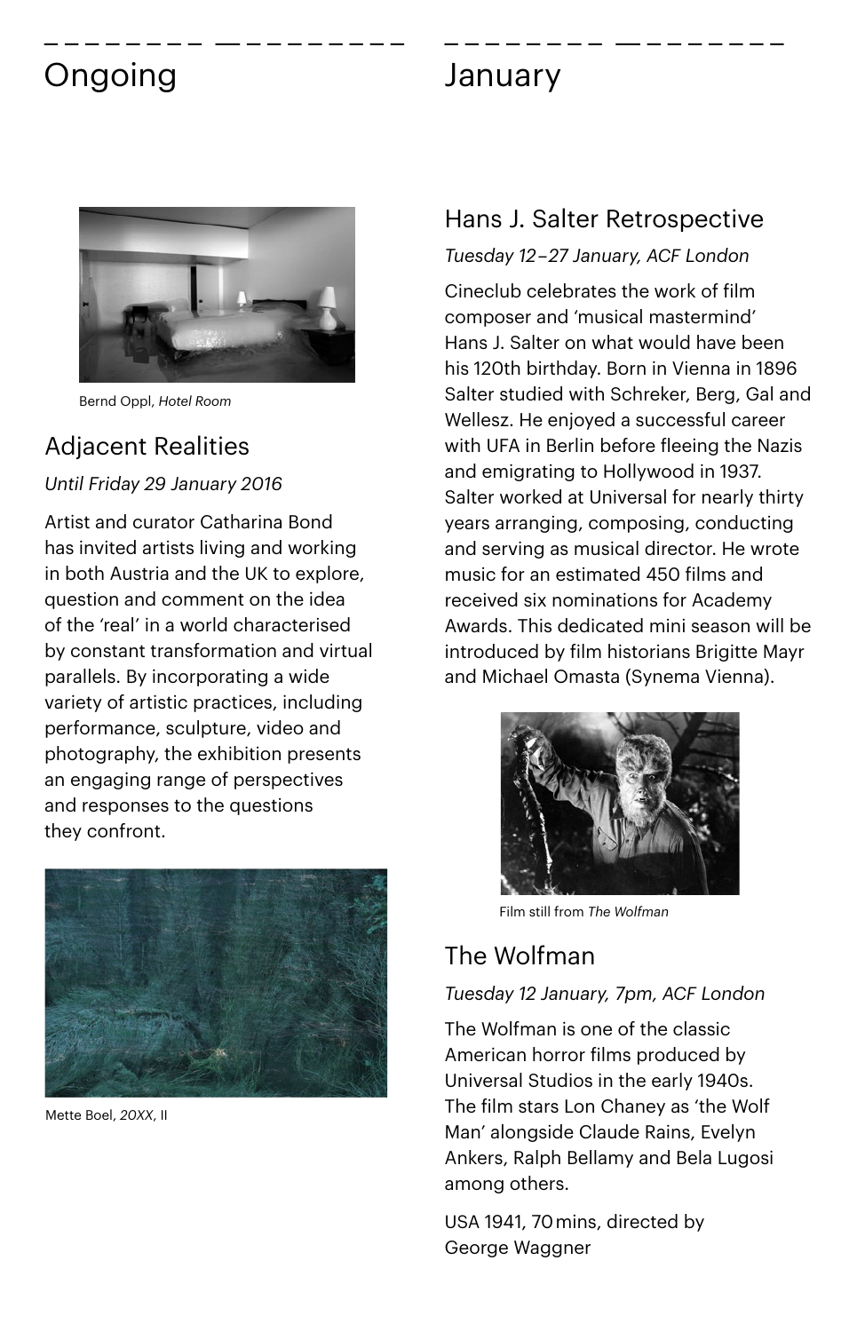## Ongoing

Bernd Oppl, *Hotel Room*

### Adjacent Realities

*Until Friday 29 January 2016*

Artist and curator Catharina Bond has invited artists living and working in both Austria and the UK to explore, question and comment on the idea of the 'real' in a world characterised by constant transformation and virtual parallels. By incorporating a wide variety of artistic practices, including performance, sculpture, video and photography, the exhibition presents an engaging range of perspectives and responses to the questions they confront.

Mette Boel, *20XX*, II

## January

### Hans J. Salter Retrospective

*Tuesday 12–27 January, ACF London*

Cineclub celebrates the work of film composer and 'musical mastermind' Hans J. Salter on what would have been his 120th birthday. Born in Vienna in 1896 Salter studied with Schreker, Berg, Gal and Wellesz. He enjoyed a successful career with UFA in Berlin before fleeing the Nazis and emigrating to Hollywood in 1937. Salter worked at Universal for nearly thirty years arranging, composing, conducting and serving as musical director. He wrote music for an estimated 450 films and received six nominations for Academy Awards. This dedicated mini season will be introduced by film historians Brigitte Mayr and Michael Omasta (Synema Vienna).

Film still from *The Wolfman*

### The Wolfman

*Tuesday 12 January, 7pm, ACF London*

The Wolfman is one of the classic American horror films produced by Universal Studios in the early 1940s. The film stars Lon Chaney as 'the Wolf Man' alongside Claude Rains, Evelyn Ankers, Ralph Bellamy and Bela Lugosi among others.

USA 1941, 70 mins, directed by George Waggner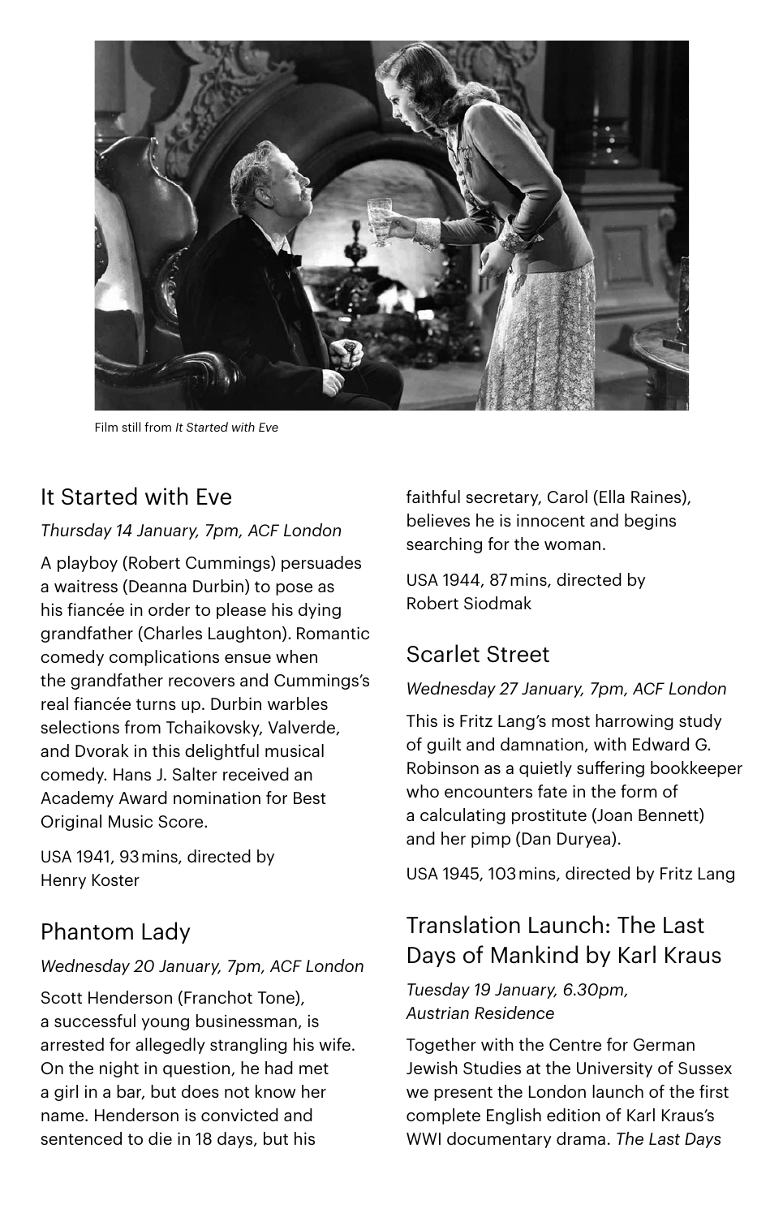Film still from *It Started with Eve*

## It Started with Eve

*Thursday 14 January, 7pm, ACF London*

A playboy (Robert Cummings) persuades a waitress (Deanna Durbin) to pose as his fiancée in order to please his dying grandfather (Charles Laughton). Romantic comedy complications ensue when the grandfather recovers and Cummings's real fiancée turns up. Durbin warbles selections from Tchaikovsky, Valverde, and Dvorak in this delightful musical comedy. Hans J. Salter received an Academy Award nomination for Best Original Music Score.

USA 1941, 93 mins, directed by Henry Koster

## Phantom Lady

*Wednesday 20 January, 7pm, ACF London*

Scott Henderson (Franchot Tone), a successful young businessman, is arrested for allegedly strangling his wife. On the night in question, he had met a girl in a bar, but does not know her name. Henderson is convicted and sentenced to die in 18 days, but his faithful secretary, Carol (Ella Raines), believes he is innocent and begins searching for the woman.

USA 1944, 87 mins, directed by Robert Siodmak

## Scarlet Street

*Wednesday 27 January, 7pm, ACF London*

This is Fritz Lang's most harrowing study of guilt and damnation, with Edward G. Robinson as a quietly suffering bookkeeper who encounters fate in the form of a calculating prostitute (Joan Bennett) and her pimp (Dan Duryea).

USA 1945, 103 mins, directed by Fritz Lang

## Translation Launch: The Last Days of Mankind by Karl Kraus

*Tuesday 19 January, 6.30pm, Austrian Residence*

Together with the Centre for German Jewish Studies at the University of Sussex we present the London launch of the first complete English edition of Karl Kraus's WWI documentary drama. *The Last Days*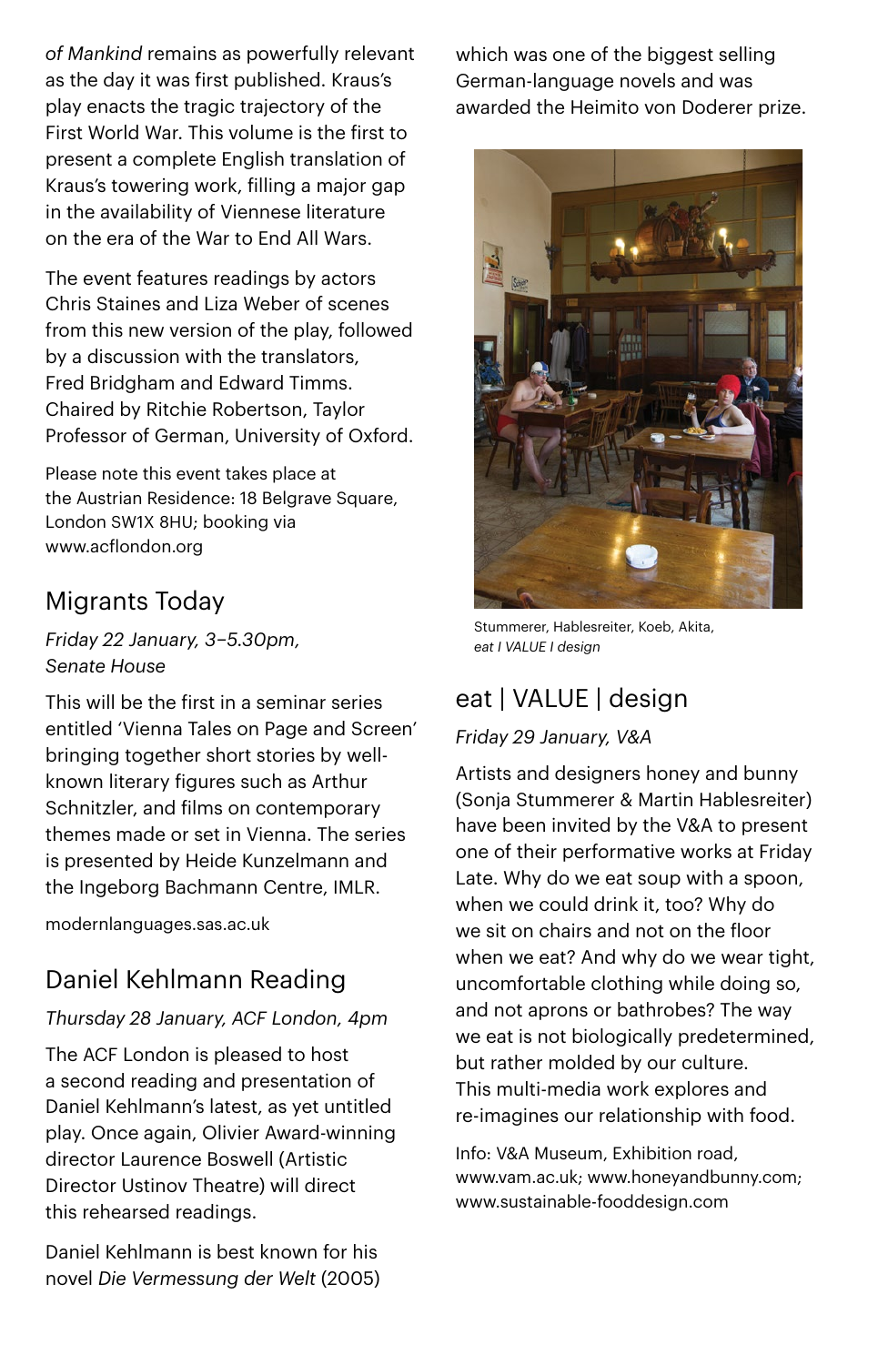*of Mankind* remains as powerfully relevant as the day it was first published. Kraus's play enacts the tragic trajectory of the First World War. This volume is the first to present a complete English translation of Kraus's towering work, filling a major gap in the availability of Viennese literature on the era of the War to End All Wars.

The event features readings by actors Chris Staines and Liza Weber of scenes from this new version of the play, followed by a discussion with the translators, Fred Bridgham and Edward Timms. Chaired by Ritchie Robertson, Taylor Professor of German, University of Oxford.

Please note this event takes place at the Austrian Residence: 18 Belgrave Square, London SW1X 8HU; booking via www.acflondon.org

## Migrants Today

*Friday 22 January, 3–5.30pm, Senate House*

This will be the first in a seminar series entitled 'Vienna Tales on Page and Screen' bringing together short stories by well-known literary figures such as Arthur Schnitzler, and films on contemporary themes made or set in Vienna. The series is presented by Heide Kunzelmann and the Ingeborg Bachmann Centre, IMLR.

modernlanguages.sas.ac.uk

## Daniel Kehlmann Reading

*Thursday 28 January, ACF London, 4pm*

The ACF London is pleased to host a second reading and presentation of Daniel Kehlmann's latest, as yet untitled play. Once again, Olivier Award-winning director Laurence Boswell (Artistic Director Ustinov Theatre) will direct this rehearsed readings.

Daniel Kehlmann is best known for his novel *Die Vermessung der Welt* (2005) which was one of the biggest selling German-language novels and was awarded the Heimito von Doderer prize.

Stummerer, Hablesreiter, Koeb, Akita, *eat I VALUE I design*

## eat | VALUE | design

*Friday 29 January, V&A*

Artists and designers honey and bunny (Sonja Stummerer & Martin Hablesreiter) have been invited by the V&A to present one of their performative works at Friday Late. Why do we eat soup with a spoon, when we could drink it, too? Why do we sit on chairs and not on the floor when we eat? And why do we wear tight, uncomfortable clothing while doing so, and not aprons or bathrobes? The way we eat is not biologically predetermined, but rather molded by our culture. This multi-media work explores and re-imagines our relationship with food.

Info: V&A Museum, Exhibition road, www.vam.ac.uk; www.honeyandbunny.com; www.sustainable-fooddesign.com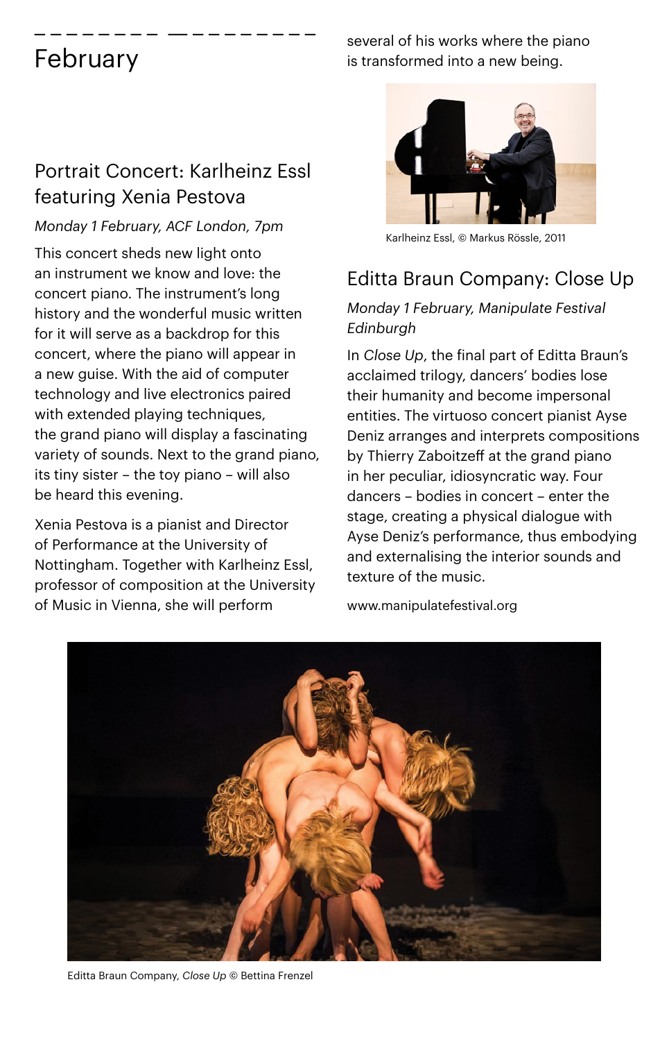# February

## Portrait Concert: Karlheinz Essl featuring Xenia Pestova

*Monday 1 February, ACF London, 7pm*

This concert sheds new light onto an instrument we know and love: the concert piano. The instrument's long history and the wonderful music written for it will serve as a backdrop for this concert, where the piano will appear in a new guise. With the aid of computer technology and live electronics paired with extended playing techniques, the grand piano will display a fascinating variety of sounds. Next to the grand piano, its tiny sister – the toy piano – will also be heard this evening.

Xenia Pestova is a pianist and Director of Performance at the University of Nottingham. Together with Karlheinz Essl, professor of composition at the University of Music in Vienna, she will perform several of his works where the piano is transformed into a new being.

Karlheinz Essl, © Markus Rössle, 2011

## Editta Braun Company: Close Up

*Monday 1 February, Manipulate Festival Edinburgh*

In *Close Up*, the final part of Editta Braun's acclaimed trilogy, dancers' bodies lose their humanity and become impersonal entities. The virtuoso concert pianist Ayse Deniz arranges and interprets compositions by Thierry Zaboitzeff at the grand piano in her peculiar, idiosyncratic way. Four dancers – bodies in concert – enter the stage, creating a physical dialogue with Ayse Deniz's performance, thus embodying and externalising the interior sounds and texture of the music.

www.manipulatefestival.org

Editta Braun Company, *Close Up* © Bettina Frenzel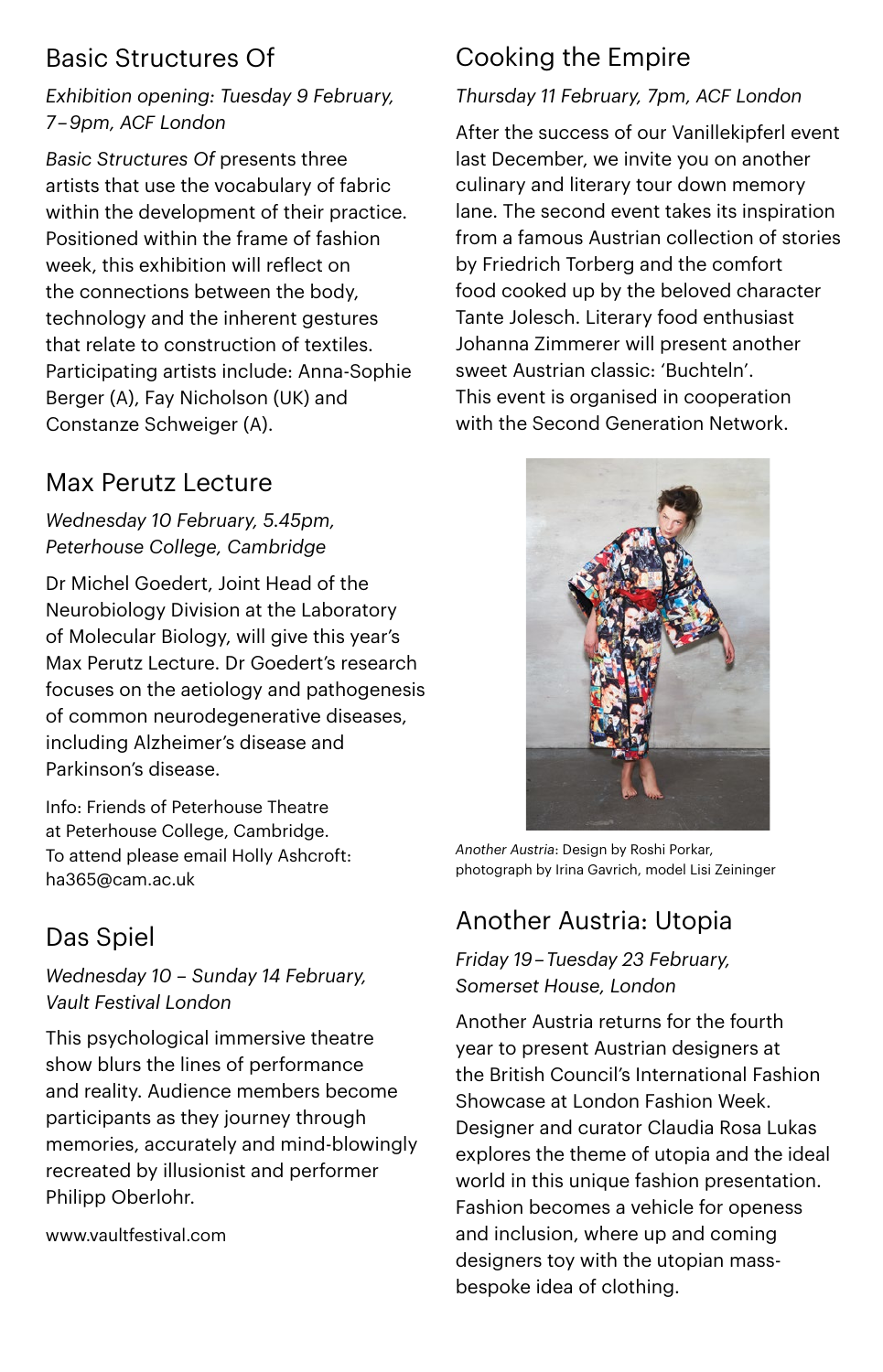## Basic Structures Of

*Exhibition opening: Tuesday 9 February, 7–9pm, ACF London*

*Basic Structures Of* presents three artists that use the vocabulary of fabric within the development of their practice. Positioned within the frame of fashion week, this exhibition will reflect on the connections between the body, technology and the inherent gestures that relate to construction of textiles. Participating artists include: Anna-Sophie Berger (A), Fay Nicholson (UK) and Constanze Schweiger (A).

## Max Perutz Lecture

*Wednesday 10 February, 5.45pm, Peterhouse College, Cambridge*

Dr Michel Goedert, Joint Head of the Neurobiology Division at the Laboratory of Molecular Biology, will give this year's Max Perutz Lecture. Dr Goedert's research focuses on the aetiology and pathogenesis of common neurodegenerative diseases, including Alzheimer's disease and Parkinson's disease.

Info: Friends of Peterhouse Theatre at Peterhouse College, Cambridge. To attend please email Holly Ashcroft: ha365@cam.ac.uk

## Das Spiel

*Wednesday 10 – Sunday 14 February, Vault Festival London*

This psychological immersive theatre show blurs the lines of performance and reality. Audience members become participants as they journey through memories, accurately and mind-blowingly recreated by illusionist and performer Philipp Oberlohr.

www.vaultfestival.com

## Cooking the Empire

*Thursday 11 February, 7pm, ACF London*

After the success of our Vanillekipferl event last December, we invite you on another culinary and literary tour down memory lane. The second event takes its inspiration from a famous Austrian collection of stories by Friedrich Torberg and the comfort food cooked up by the beloved character Tante Jolesch. Literary food enthusiast Johanna Zimmerer will present another sweet Austrian classic: 'Buchteln'. This event is organised in cooperation with the Second Generation Network.

*Another Austria*: Design by Roshi Porkar, photograph by Irina Gavrich, model Lisi Zeininger

## Another Austria: Utopia

*Friday 19 – Tuesday 23 February, Somerset House, London*

Another Austria returns for the fourth year to present Austrian designers at the British Council's International Fashion Showcase at London Fashion Week. Designer and curator Claudia Rosa Lukas explores the theme of utopia and the ideal world in this unique fashion presentation. Fashion becomes a vehicle for openess and inclusion, where up and coming designers toy with the utopian mass-bespoke idea of clothing.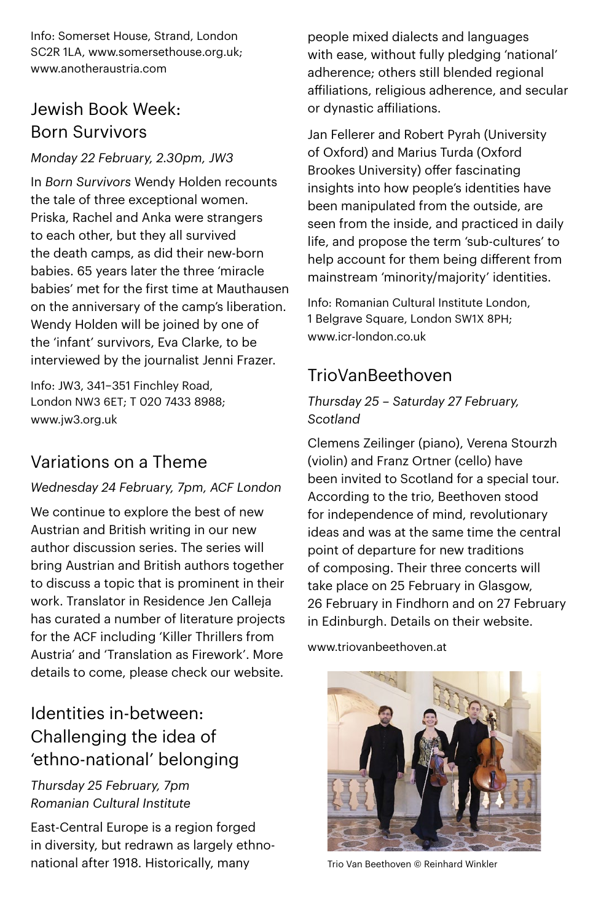Info: Somerset House, Strand, London SC2R 1LA, www.somersethouse.org.uk; www.anotheraustria.com

## Jewish Book Week: Born Survivors

*Monday 22 February, 2.30pm, JW3*

In *Born Survivors* Wendy Holden recounts the tale of three exceptional women. Priska, Rachel and Anka were strangers to each other, but they all survived the death camps, as did their new-born babies. 65 years later the three 'miracle babies' met for the first time at Mauthausen on the anniversary of the camp's liberation. Wendy Holden will be joined by one of the 'infant' survivors, Eva Clarke, to be interviewed by the journalist Jenni Frazer.

Info: JW3, 341–351 Finchley Road, London NW3 6ET; T 020 7433 8988; www.jw3.org.uk

## Variations on a Theme

*Wednesday 24 February, 7pm, ACF London*

We continue to explore the best of new Austrian and British writing in our new author discussion series. The series will bring Austrian and British authors together to discuss a topic that is prominent in their work. Translator in Residence Jen Calleja has curated a number of literature projects for the ACF including 'Killer Thrillers from Austria' and 'Translation as Firework'. More details to come, please check our website.

## Identities in-between: Challenging the idea of 'ethno-national' belonging

*Thursday 25 February, 7pm*
*Romanian Cultural Institute*

East-Central Europe is a region forged in diversity, but redrawn as largely ethno-national after 1918. Historically, many people mixed dialects and languages with ease, without fully pledging 'national' adherence; others still blended regional affiliations, religious adherence, and secular or dynastic affiliations.

Jan Fellerer and Robert Pyrah (University of Oxford) and Marius Turda (Oxford Brookes University) offer fascinating insights into how people's identities have been manipulated from the outside, are seen from the inside, and practiced in daily life, and propose the term 'sub-cultures' to help account for them being different from mainstream 'minority/majority' identities.

Info: Romanian Cultural Institute London, 1 Belgrave Square, London SW1X 8PH; www.icr-london.co.uk

## TrioVanBeethoven

*Thursday 25 – Saturday 27 February, Scotland*

Clemens Zeilinger (piano), Verena Stourzh (violin) and Franz Ortner (cello) have been invited to Scotland for a special tour. According to the trio, Beethoven stood for independence of mind, revolutionary ideas and was at the same time the central point of departure for new traditions of composing. Their three concerts will take place on 25 February in Glasgow, 26 February in Findhorn and on 27 February in Edinburgh. Details on their website.

www.triovanbeethoven.at

Trio Van Beethoven © Reinhard Winkler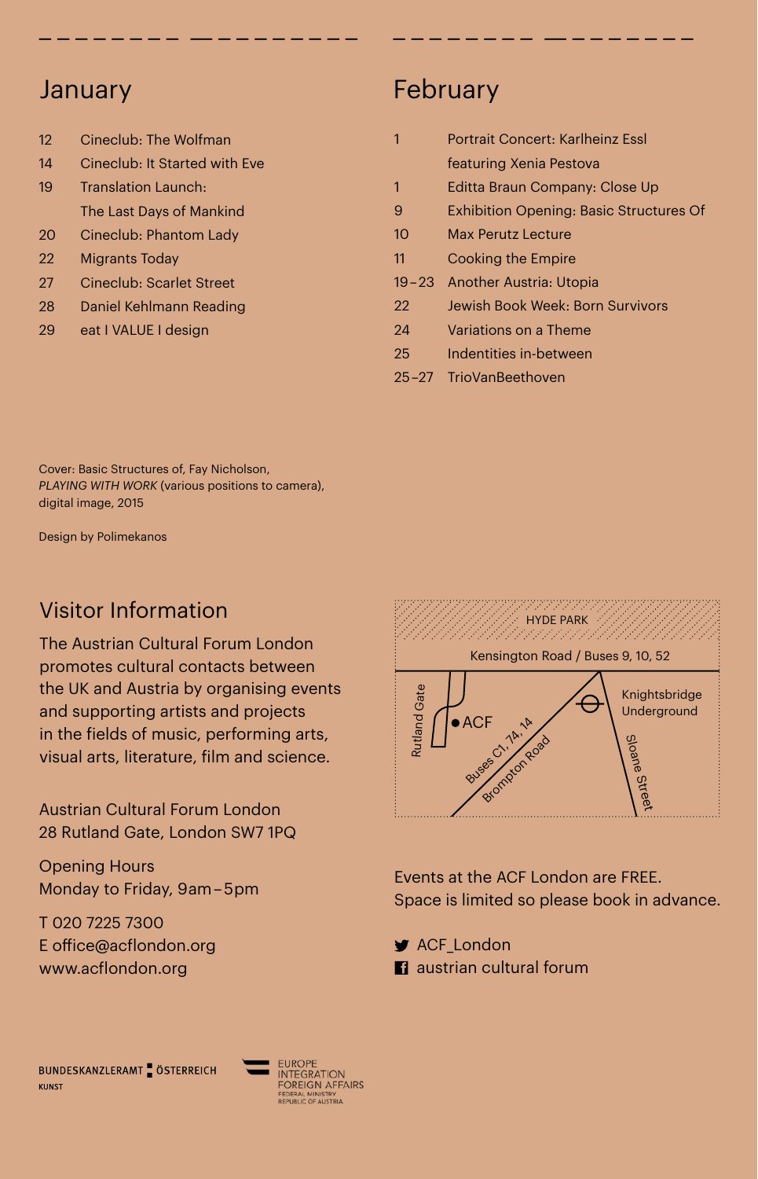## January

12 Cineclub: The Wolfman
14 Cineclub: It Started with Eve
19 Translation Launch: The Last Days of Mankind
20 Cineclub: Phantom Lady
22 Migrants Today
27 Cineclub: Scarlet Street
28 Daniel Kehlmann Reading
29 eat I VALUE I design

## February

1 Portrait Concert: Karlheinz Essl featuring Xenia Pestova
1 Editta Braun Company: Close Up
9 Exhibition Opening: Basic Structures Of
10 Max Perutz Lecture
11 Cooking the Empire
19–23 Another Austria: Utopia
22 Jewish Book Week: Born Survivors
24 Variations on a Theme
25 Indentities in-between
25–27 TrioVanBeethoven

Cover: Basic Structures of, Fay Nicholson, *PLAYING WITH WORK* (various positions to camera), digital image, 2015

Design by Polimekanos

## Visitor Information

The Austrian Cultural Forum London promotes cultural contacts between the UK and Austria by organising events and supporting artists and projects in the fields of music, performing arts, visual arts, literature, film and science.

Austrian Cultural Forum London
28 Rutland Gate, London SW7 1PQ

Opening Hours
Monday to Friday, 9am–5pm

T 020 7225 7300
E office@acflondon.org
www.acflondon.org

HYDE PARK
Kensington Road / Buses 9, 10, 52
Rutland Gate
ACF
Buses C1, 74, 14
Brompton Road
Knightsbridge Underground
Sloane Street

Events at the ACF London are FREE.
Space is limited so please book in advance.

ACF_London
austrian cultural forum

BUNDESKANZLERAMT ÖSTERREICH
KUNST

EUROPE
INTEGRATION
FOREIGN AFFAIRS
FEDERAL MINISTRY
REPUBLIC OF AUSTRIA